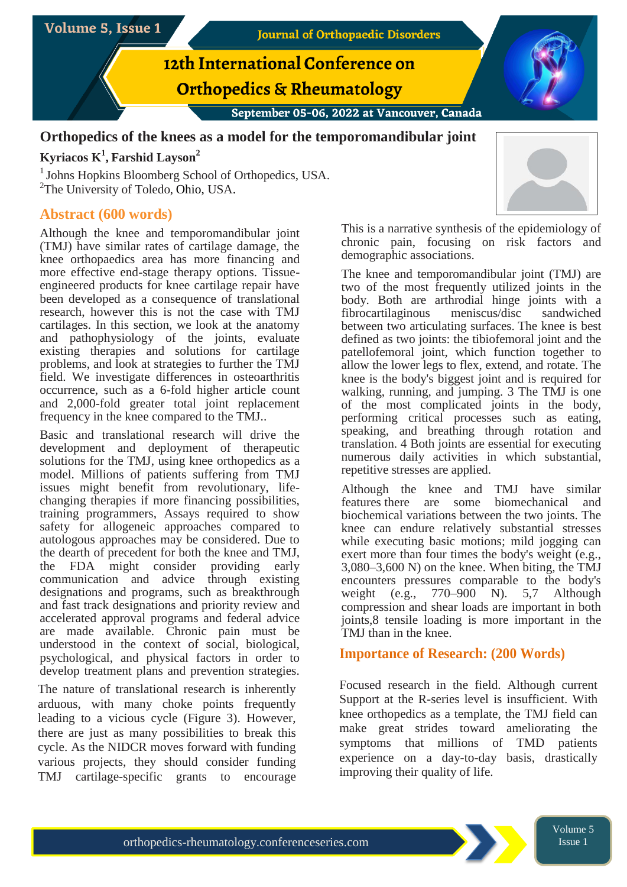# Orthopedics of the knees as a model for the temporomandibular joint

**Kyriacos K[1], Farshid Layson[2]**

[1] Johns Hopkins Bloomberg School of Orthopedics, USA.
[2]The University of Toledo, Ohio, USA.

## Abstract (600 words)

Although the knee and temporomandibular joint (TMJ) have similar rates of cartilage damage, the knee orthopaedics area has more financing and more effective end-stage therapy options. Tissue-engineered products for knee cartilage repair have been developed as a consequence of translational research, however this is not the case with TMJ cartilages. In this section, we look at the anatomy and pathophysiology of the joints, evaluate existing therapies and solutions for cartilage problems, and look at strategies to further the TMJ field. We investigate differences in osteoarthritis occurrence, such as a 6-fold higher article count and 2,000-fold greater total joint replacement frequency in the knee compared to the TMJ..

Basic and translational research will drive the development and deployment of therapeutic solutions for the TMJ, using knee orthopedics as a model. Millions of patients suffering from TMJ issues might benefit from revolutionary, life-changing therapies if more financing possibilities, training programmers, Assays required to show safety for allogeneic approaches compared to autologous approaches may be considered. Due to the dearth of precedent for both the knee and TMJ, the FDA might consider providing early communication and advice through existing designations and programs, such as breakthrough and fast track designations and priority review and accelerated approval programs and federal advice are made available. Chronic pain must be understood in the context of social, biological, psychological, and physical factors in order to develop treatment plans and prevention strategies.

The nature of translational research is inherently arduous, with many choke points frequently leading to a vicious cycle (Figure 3). However, there are just as many possibilities to break this cycle. As the NIDCR moves forward with funding various projects, they should consider funding TMJ cartilage-specific grants to encourage

This is a narrative synthesis of the epidemiology of chronic pain, focusing on risk factors and demographic associations.

The knee and temporomandibular joint (TMJ) are two of the most frequently utilized joints in the body. Both are arthrodial hinge joints with a fibrocartilaginous meniscus/disc sandwiched between two articulating surfaces. The knee is best defined as two joints: the tibiofemoral joint and the patellofemoral joint, which function together to allow the lower legs to flex, extend, and rotate. The knee is the body's biggest joint and is required for walking, running, and jumping. 3 The TMJ is one of the most complicated joints in the body, performing critical processes such as eating, speaking, and breathing through rotation and translation. 4 Both joints are essential for executing numerous daily activities in which substantial, repetitive stresses are applied.

Although the knee and TMJ have similar features there are some biomechanical and biochemical variations between the two joints. The knee can endure relatively substantial stresses while executing basic motions; mild jogging can exert more than four times the body's weight (e.g., 3,080–3,600 N) on the knee. When biting, the TMJ encounters pressures comparable to the body's weight (e.g., 770–900 N). 5,7 Although compression and shear loads are important in both joints,8 tensile loading is more important in the TMJ than in the knee.

## Importance of Research: (200 Words)

Focused research in the field. Although current Support at the R-series level is insufficient. With knee orthopedics as a template, the TMJ field can make great strides toward ameliorating the symptoms that millions of TMD patients experience on a day-to-day basis, drastically improving their quality of life.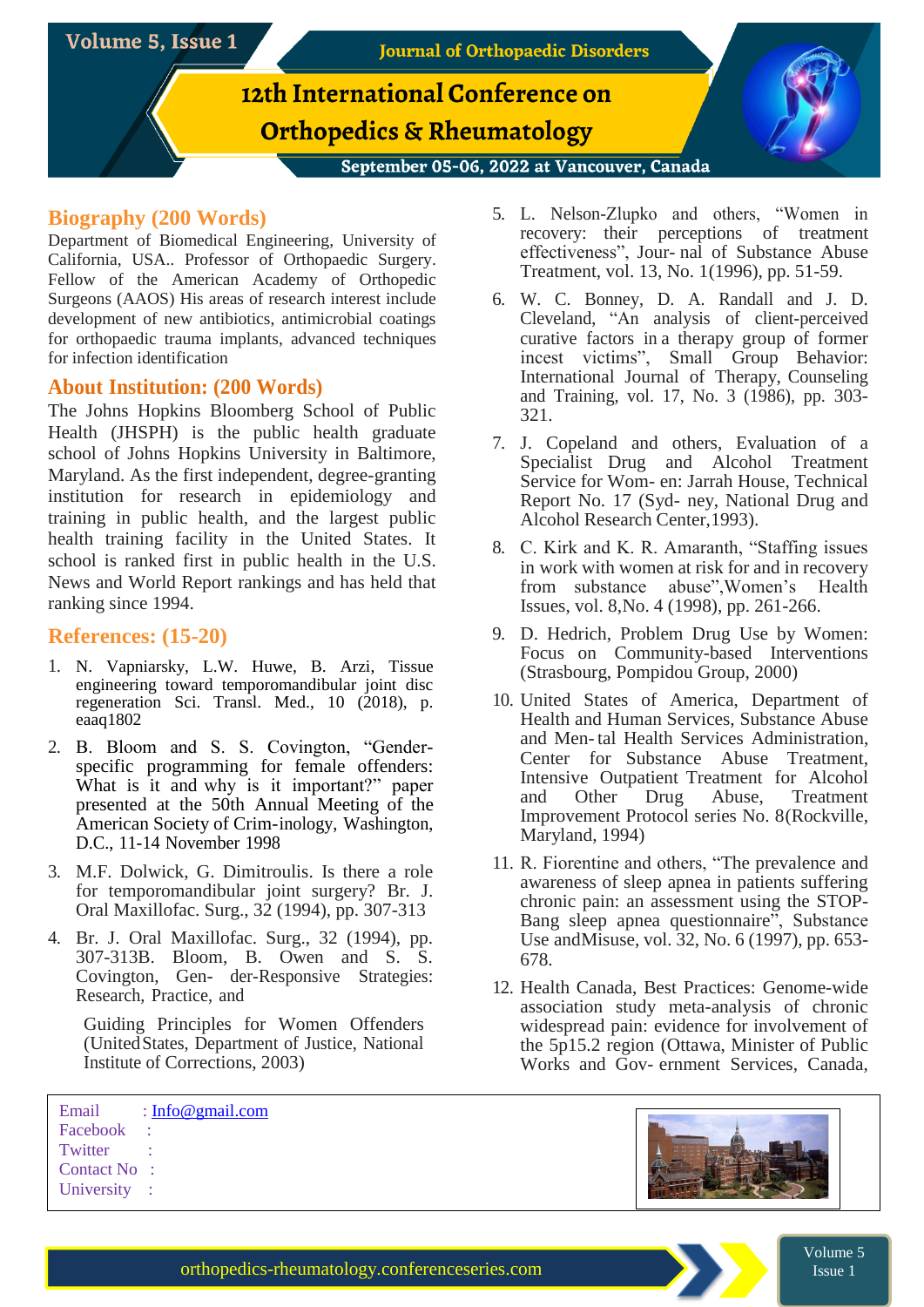## Biography (200 Words)

Department of Biomedical Engineering, University of California, USA.. Professor of Orthopaedic Surgery. Fellow of the American Academy of Orthopedic Surgeons (AAOS) His areas of research interest include development of new antibiotics, antimicrobial coatings for orthopaedic trauma implants, advanced techniques for infection identification

## About Institution: (200 Words)

The Johns Hopkins Bloomberg School of Public Health (JHSPH) is the public health graduate school of Johns Hopkins University in Baltimore, Maryland. As the first independent, degree-granting institution for research in epidemiology and training in public health, and the largest public health training facility in the United States. It school is ranked first in public health in the U.S. News and World Report rankings and has held that ranking since 1994.

## References: (15-20)

1. N. Vapniarsky, L.W. Huwe, B. Arzi, Tissue engineering toward temporomandibular joint disc regeneration Sci. Transl. Med., 10 (2018), p. eaaq1802
2. B. Bloom and S. S. Covington, "Gender-specific programming for female offenders: What is it and why is it important?" paper presented at the 50th Annual Meeting of the American Society of Crim-inology, Washington, D.C., 11-14 November 1998
3. M.F. Dolwick, G. Dimitroulis. Is there a role for temporomandibular joint surgery? Br. J. Oral Maxillofac. Surg., 32 (1994), pp. 307-313
4. Br. J. Oral Maxillofac. Surg., 32 (1994), pp. 307-313B. Bloom, B. Owen and S. S. Covington, Gen- der-Responsive Strategies: Research, Practice, and

   Guiding Principles for Women Offenders (United States, Department of Justice, National Institute of Corrections, 2003)
5. L. Nelson-Zlupko and others, "Women in recovery: their perceptions of treatment effectiveness", Jour- nal of Substance Abuse Treatment, vol. 13, No. 1(1996), pp. 51-59.
6. W. C. Bonney, D. A. Randall and J. D. Cleveland, "An analysis of client-perceived curative factors in a therapy group of former incest victims", Small Group Behavior: International Journal of Therapy, Counseling and Training, vol. 17, No. 3 (1986), pp. 303-321.
7. J. Copeland and others, Evaluation of a Specialist Drug and Alcohol Treatment Service for Wom- en: Jarrah House, Technical Report No. 17 (Syd- ney, National Drug and Alcohol Research Center,1993).
8. C. Kirk and K. R. Amaranth, "Staffing issues in work with women at risk for and in recovery from substance abuse",Women's Health Issues, vol. 8,No. 4 (1998), pp. 261-266.
9. D. Hedrich, Problem Drug Use by Women: Focus on Community-based Interventions (Strasbourg, Pompidou Group, 2000)
10. United States of America, Department of Health and Human Services, Substance Abuse and Men- tal Health Services Administration, Center for Substance Abuse Treatment, Intensive Outpatient Treatment for Alcohol and Other Drug Abuse, Treatment Improvement Protocol series No. 8(Rockville, Maryland, 1994)
11. R. Fiorentine and others, "The prevalence and awareness of sleep apnea in patients suffering chronic pain: an assessment using the STOP-Bang sleep apnea questionnaire", Substance Use andMisuse, vol. 32, No. 6 (1997), pp. 653-678.
12. Health Canada, Best Practices: Genome-wide association study meta-analysis of chronic widespread pain: evidence for involvement of the 5p15.2 region (Ottawa, Minister of Public Works and Gov- ernment Services, Canada,

Email : Info@gmail.com
Facebook :
Twitter :
Contact No :
University :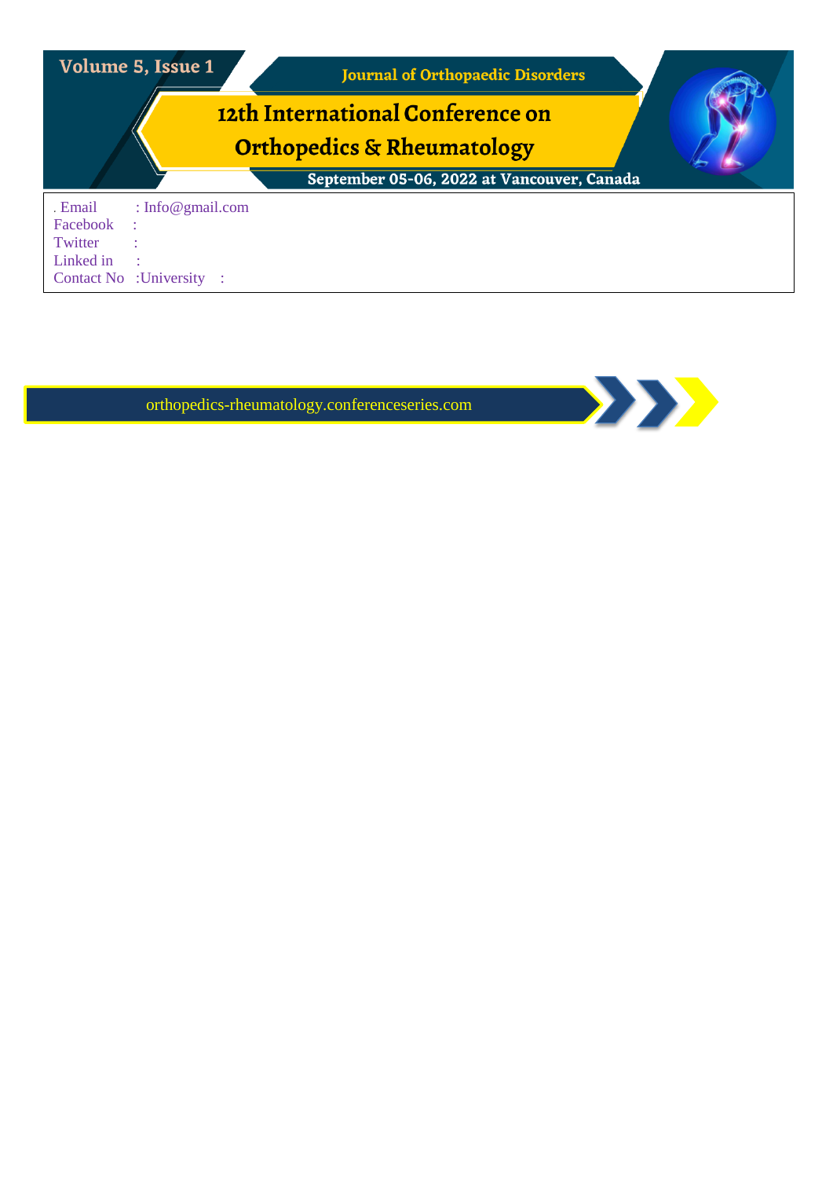. Email : Info@gmail.com
Facebook :
Twitter :
Linked in :
Contact No :University :

orthopedics-rheumatology.conferenceseries.com